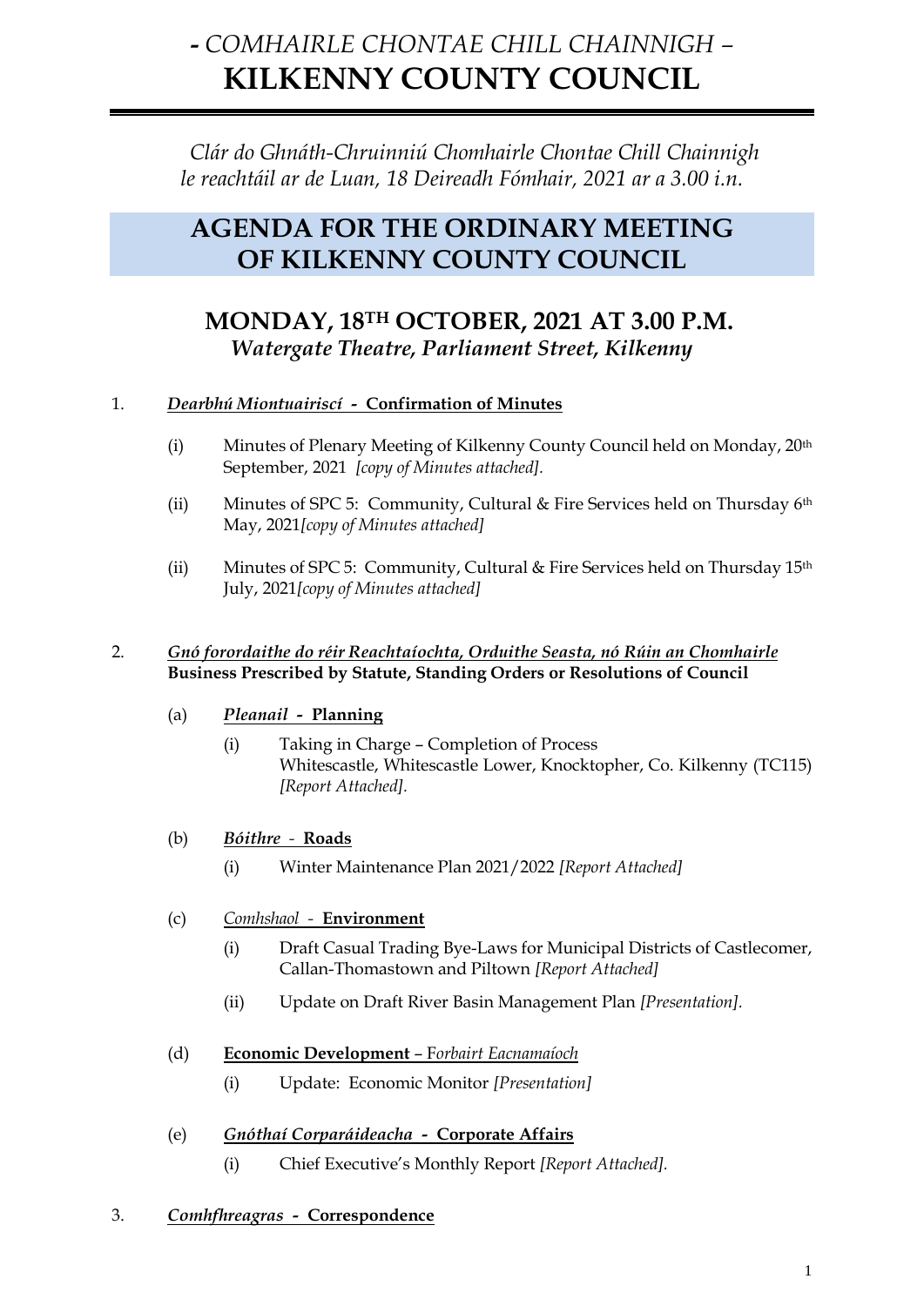# *- COMHAIRLE CHONTAE CHILL CHAINNIGH –*
# KILKENNY COUNTY COUNCIL

*Clár do Ghnáth-Chruinniú Chomhairle Chontae Chill Chainnigh le reachtáil ar de Luan, 18 Deireadh Fómhair, 2021 ar a 3.00 i.n.*

## AGENDA FOR THE ORDINARY MEETING OF KILKENNY COUNTY COUNCIL

## MONDAY, 18TH OCTOBER, 2021 AT 3.00 P.M.
### *Watergate Theatre, Parliament Street, Kilkenny*

1. ***Dearbhú Miontuairiscí* - Confirmation of Minutes**

   (i) Minutes of Plenary Meeting of Kilkenny County Council held on Monday, 20th September, 2021 *[copy of Minutes attached].*

   (ii) Minutes of SPC 5: Community, Cultural & Fire Services held on Thursday 6th May, 2021*[copy of Minutes attached]*

   (ii) Minutes of SPC 5: Community, Cultural & Fire Services held on Thursday 15th July, 2021*[copy of Minutes attached]*

2. ***Gnó forordaithe do réir Reachtaíochta, Orduithe Seasta, nó Rúin an Chomhairle***
   **Business Prescribed by Statute, Standing Orders or Resolutions of Council**

   (a) ***Pleanail* - Planning**

      (i) Taking in Charge – Completion of Process
      Whitescastle, Whitescastle Lower, Knocktopher, Co. Kilkenny (TC115) *[Report Attached].*

   (b) ***Bóithre* - Roads**

      (i) Winter Maintenance Plan 2021/2022 *[Report Attached]*

   (c) *Comhshaol* - **Environment**

      (i) Draft Casual Trading Bye-Laws for Municipal Districts of Castlecomer, Callan-Thomastown and Piltown *[Report Attached]*

      (ii) Update on Draft River Basin Management Plan *[Presentation].*

   (d) **Economic Development** – *Forbairt Eacnamaíoch*

      (i) Update: Economic Monitor *[Presentation]*

   (e) ***Gnóthaí Corparáideacha* - Corporate Affairs**

      (i) Chief Executive's Monthly Report *[Report Attached].*

3. ***Comhfhreagras* - Correspondence**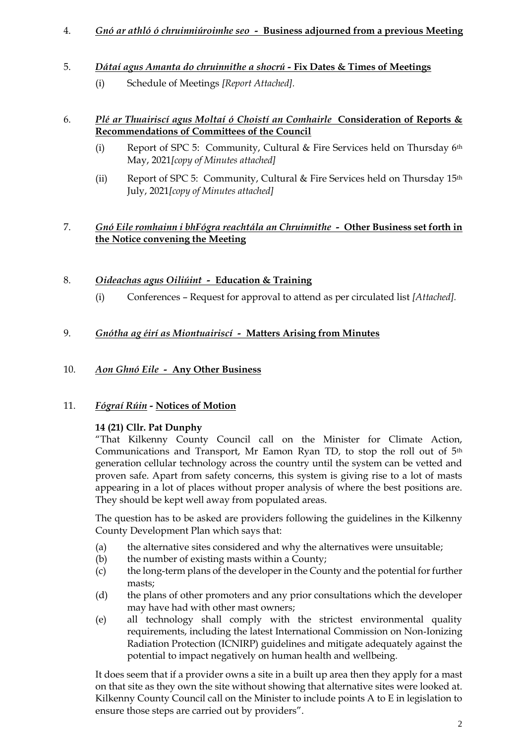4. ***Gnó ar athló ó chruinniúroimhe seo* - Business adjourned from a previous Meeting**

5. ***Dátaí agus Amanta do chruinnithe a shocrú* - Fix Dates & Times of Meetings**

   (i) Schedule of Meetings *[Report Attached].*

6. ***Plé ar Thuairiscí agus Moltaí ó Choistí an Comhairle* Consideration of Reports & Recommendations of Committees of the Council**

   (i) Report of SPC 5: Community, Cultural & Fire Services held on Thursday 6th May, 2021*[copy of Minutes attached]*

   (ii) Report of SPC 5: Community, Cultural & Fire Services held on Thursday 15th July, 2021*[copy of Minutes attached]*

7. ***Gnó Eile romhainn i bhFógra reachtála an Chruinnithe* - Other Business set forth in the Notice convening the Meeting**

8. ***Oideachas agus Oiliúint* - Education & Training**

   (i) Conferences – Request for approval to attend as per circulated list *[Attached].*

9. ***Gnótha ag éirí as Miontuairiscí* - Matters Arising from Minutes**

10. ***Aon Ghnó Eile* - Any Other Business**

11. ***Fógraí Rúin* - Notices of Motion**

**14 (21) Cllr. Pat Dunphy**

"That Kilkenny County Council call on the Minister for Climate Action, Communications and Transport, Mr Eamon Ryan TD, to stop the roll out of 5th generation cellular technology across the country until the system can be vetted and proven safe. Apart from safety concerns, this system is giving rise to a lot of masts appearing in a lot of places without proper analysis of where the best positions are. They should be kept well away from populated areas.

The question has to be asked are providers following the guidelines in the Kilkenny County Development Plan which says that:

(a) the alternative sites considered and why the alternatives were unsuitable;
(b) the number of existing masts within a County;
(c) the long-term plans of the developer in the County and the potential for further masts;
(d) the plans of other promoters and any prior consultations which the developer may have had with other mast owners;
(e) all technology shall comply with the strictest environmental quality requirements, including the latest International Commission on Non-Ionizing Radiation Protection (ICNIRP) guidelines and mitigate adequately against the potential to impact negatively on human health and wellbeing.

It does seem that if a provider owns a site in a built up area then they apply for a mast on that site as they own the site without showing that alternative sites were looked at. Kilkenny County Council call on the Minister to include points A to E in legislation to ensure those steps are carried out by providers".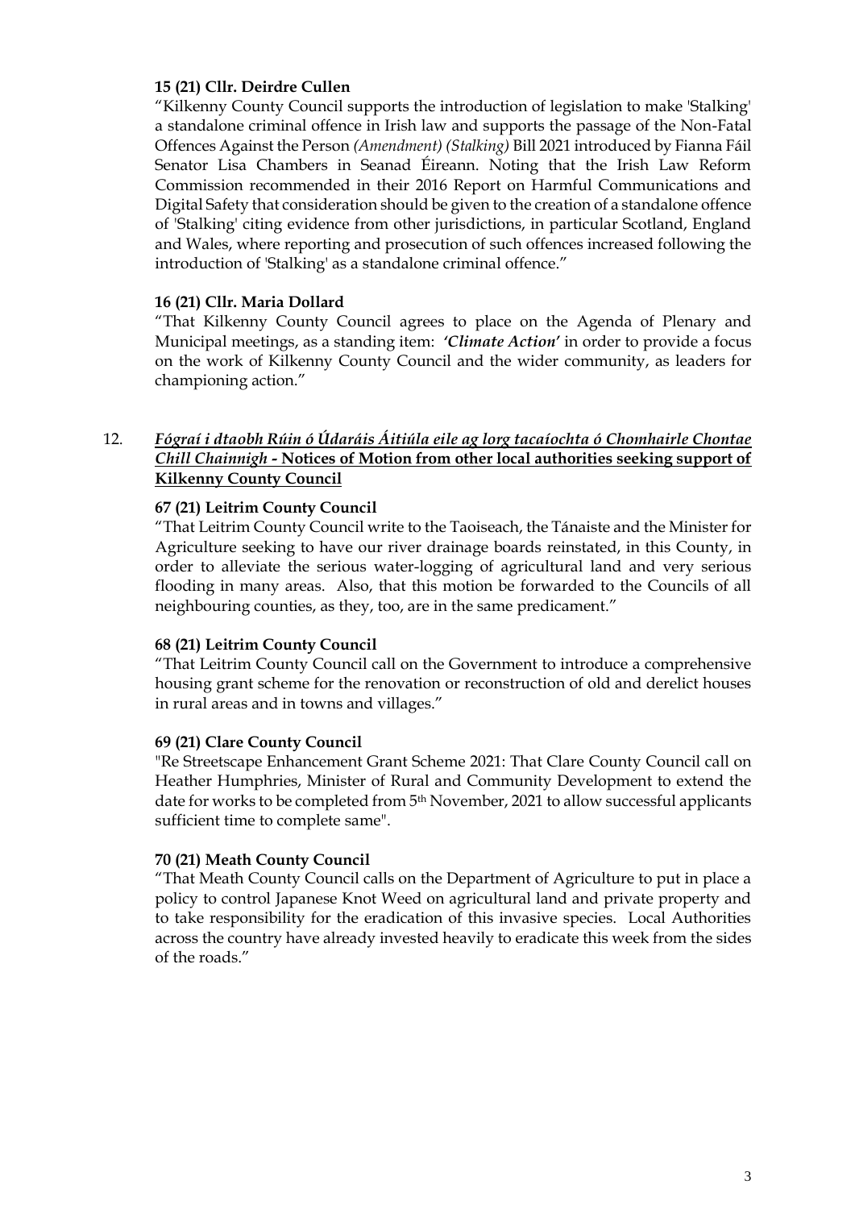**15 (21) Cllr. Deirdre Cullen**

"Kilkenny County Council supports the introduction of legislation to make 'Stalking' a standalone criminal offence in Irish law and supports the passage of the Non-Fatal Offences Against the Person *(Amendment) (Stalking)* Bill 2021 introduced by Fianna Fáil Senator Lisa Chambers in Seanad Éireann. Noting that the Irish Law Reform Commission recommended in their 2016 Report on Harmful Communications and Digital Safety that consideration should be given to the creation of a standalone offence of 'Stalking' citing evidence from other jurisdictions, in particular Scotland, England and Wales, where reporting and prosecution of such offences increased following the introduction of 'Stalking' as a standalone criminal offence."

**16 (21) Cllr. Maria Dollard**

"That Kilkenny County Council agrees to place on the Agenda of Plenary and Municipal meetings, as a standing item: ***'Climate Action'*** in order to provide a focus on the work of Kilkenny County Council and the wider community, as leaders for championing action."

12. ***Fógraí i dtaobh Rúin ó Údaráis Áitiúla eile ag lorg tacaíochta ó Chomhairle Chontae Chill Chainnigh* - Notices of Motion from other local authorities seeking support of Kilkenny County Council**

**67 (21) Leitrim County Council**

"That Leitrim County Council write to the Taoiseach, the Tánaiste and the Minister for Agriculture seeking to have our river drainage boards reinstated, in this County, in order to alleviate the serious water-logging of agricultural land and very serious flooding in many areas. Also, that this motion be forwarded to the Councils of all neighbouring counties, as they, too, are in the same predicament."

**68 (21) Leitrim County Council**

"That Leitrim County Council call on the Government to introduce a comprehensive housing grant scheme for the renovation or reconstruction of old and derelict houses in rural areas and in towns and villages."

**69 (21) Clare County Council**

"Re Streetscape Enhancement Grant Scheme 2021: That Clare County Council call on Heather Humphries, Minister of Rural and Community Development to extend the date for works to be completed from 5th November, 2021 to allow successful applicants sufficient time to complete same".

**70 (21) Meath County Council**

"That Meath County Council calls on the Department of Agriculture to put in place a policy to control Japanese Knot Weed on agricultural land and private property and to take responsibility for the eradication of this invasive species. Local Authorities across the country have already invested heavily to eradicate this week from the sides of the roads."